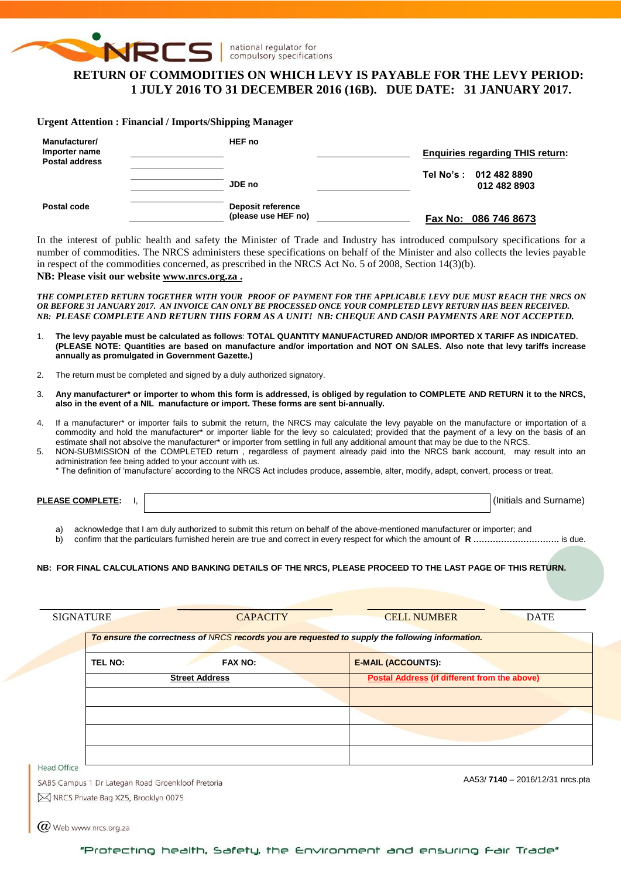NRCS | national regulator for compulsory specifications

# RETURN OF COMMODITIES ON WHICH LEVY IS PAYABLE FOR THE LEVY PERIOD: 1 JULY 2016 TO 31 DECEMBER 2016 (16B). DUE DATE: 31 JANUARY 2017.

**Urgent Attention : Financial / Imports/Shipping Manager**

| | | | | |
|---|---|---|---|---|
| **Manufacturer/ Importer name Postal address** | ____________ | **HEF no** | ____________ | **Enquiries regarding THIS return:** |
| | ____________ | **JDE no** | ____________ | **Tel No's : 012 482 8890 / 012 482 8903** |
| **Postal code** | ____________ | **Deposit reference (please use HEF no)** | ____________ | **Fax No: 086 746 8673** |

In the interest of public health and safety the Minister of Trade and Industry has introduced compulsory specifications for a number of commodities. The NRCS administers these specifications on behalf of the Minister and also collects the levies payable in respect of the commodities concerned, as prescribed in the NRCS Act No. 5 of 2008, Section 14(3)(b).

**NB: Please visit our website www.nrcs.org.za .**

***THE COMPLETED RETURN TOGETHER WITH YOUR PROOF OF PAYMENT FOR THE APPLICABLE LEVY DUE MUST REACH THE NRCS ON OR BEFORE 31 JANUARY 2017. AN INVOICE CAN ONLY BE PROCESSED ONCE YOUR COMPLETED LEVY RETURN HAS BEEN RECEIVED. NB: PLEASE COMPLETE AND RETURN THIS FORM AS A UNIT! NB: CHEQUE AND CASH PAYMENTS ARE NOT ACCEPTED.***

1. **The levy payable must be calculated as follows**: **TOTAL QUANTITY MANUFACTURED AND/OR IMPORTED X TARIFF AS INDICATED. (PLEASE NOTE: Quantities are based on manufacture and/or importation and NOT ON SALES. Also note that levy tariffs increase annually as promulgated in Government Gazette.)**
2. The return must be completed and signed by a duly authorized signatory.
3. **Any manufacturer\* or importer to whom this form is addressed, is obliged by regulation to COMPLETE AND RETURN it to the NRCS, also in the event of a NIL manufacture or import. These forms are sent bi-annually.**
4. If a manufacturer\* or importer fails to submit the return, the NRCS may calculate the levy payable on the manufacture or importation of a commodity and hold the manufacturer\* or importer liable for the levy so calculated; provided that the payment of a levy on the basis of an estimate shall not absolve the manufacturer\* or importer from settling in full any additional amount that may be due to the NRCS.
5. NON-SUBMISSION of the COMPLETED return , regardless of payment already paid into the NRCS bank account, may result into an administration fee being added to your account with us.

\* The definition of 'manufacture' according to the NRCS Act includes produce, assemble, alter, modify, adapt, convert, process or treat.

**PLEASE COMPLETE**: I, ______________________________ (Initials and Surname)

a) acknowledge that I am duly authorized to submit this return on behalf of the above-mentioned manufacturer or importer; and
b) confirm that the particulars furnished herein are true and correct in every respect for which the amount of **R ..............................** is due.

**NB: FOR FINAL CALCULATIONS AND BANKING DETAILS OF THE NRCS, PLEASE PROCEED TO THE LAST PAGE OF THIS RETURN.**

| SIGNATURE | CAPACITY | CELL NUMBER | DATE |
|---|---|---|---|
| | | | |

| ***To ensure the correctness of NRCS records you are requested to supply the following information.*** | | |
|---|---|---|
| **TEL NO:** | **FAX NO:** | **E-MAIL (ACCOUNTS):** |
| **Street Address** | | **Postal Address (if different from the above)** |
| | | |
| | | |
| | | |
| | | |

Head Office
SABS Campus 1 Dr Lategan Road Groenkloof Pretoria
NRCS Private Bag X25, Brooklyn 0075
Web www.nrcs.org.za

AA53/ **7140** – 2016/12/31 nrcs.pta

"Protecting health, Safety, the Environment and ensuring Fair Trade"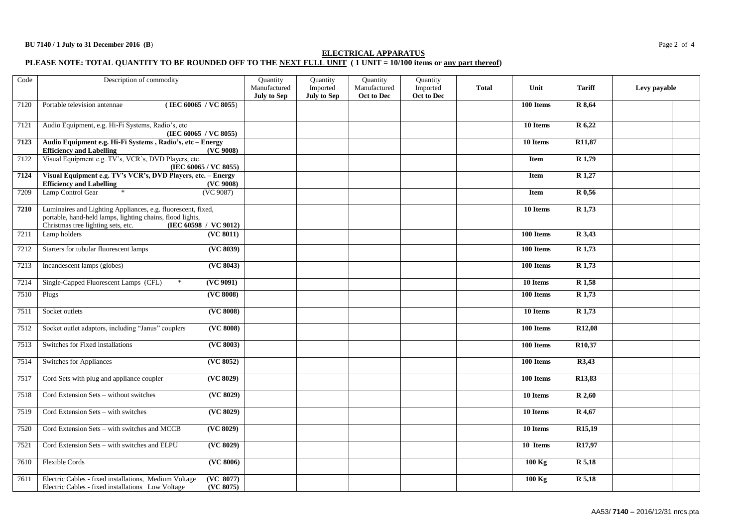## ELECTRICAL APPARATUS

**PLEASE NOTE: TOTAL QUANTITY TO BE ROUNDED OFF TO THE NEXT FULL UNIT ( 1 UNIT = 10/100 items or any part thereof)**

| Code | Description of commodity | Quantity Manufactured **July to Sep** | Quantity Imported **July to Sep** | Quantity Manufactured **Oct to Dec** | Quantity Imported **Oct to Dec** | **Total** | **Unit** | **Tariff** | **Levy payable** | |
|---|---|---|---|---|---|---|---|---|---|---|
| 7120 | Portable television antennae **( IEC 60065 / VC 8055**) | | | | | | **100 Items** | **R 8,64** | | |
| 7121 | Audio Equipment, e.g. Hi-Fi Systems, Radio's, etc **(IEC 60065 / VC 8055)** | | | | | | **10 Items** | **R 6,22** | | |
| **7123** | **Audio Equipment e.g. Hi-Fi Systems , Radio's, etc – Energy Efficiency and Labelling (VC 9008)** | | | | | | **10 Items** | **R11,87** | | |
| 7122 | Visual Equipment e.g. TV's, VCR's, DVD Players, etc. **(IEC 60065 / VC 8055)** | | | | | | **Item** | **R 1,79** | | |
| **7124** | **Visual Equipment e.g. TV's VCR's, DVD Players, etc. – Energy Efficiency and Labelling (VC 9008)** | | | | | | **Item** | **R 1,27** | | |
| 7209 | Lamp Control Gear * (VC 9087) | | | | | | **Item** | **R 0,56** | | |
| **7210** | Luminaires and Lighting Appliances, e.g. fluorescent, fixed, portable, hand-held lamps, lighting chains, flood lights, Christmas tree lighting sets, etc. **(IEC 60598 / VC 9012)** | | | | | | **10 Items** | **R 1,73** | | |
| 7211 | Lamp holders **(VC 8011)** | | | | | | **100 Items** | **R 3,43** | | |
| 7212 | Starters for tubular fluorescent lamps **(VC 8039)** | | | | | | **100 Items** | **R 1,73** | | |
| 7213 | Incandescent lamps (globes) **(VC 8043)** | | | | | | **100 Items** | **R 1,73** | | |
| 7214 | Single-Capped Fluorescent Lamps (CFL) * **(VC 9091)** | | | | | | **10 Items** | **R 1,58** | | |
| 7510 | Plugs **(VC 8008)** | | | | | | **100 Items** | **R 1,73** | | |
| 7511 | Socket outlets **(VC 8008)** | | | | | | **10 Items** | **R 1,73** | | |
| 7512 | Socket outlet adaptors, including "Janus" couplers **(VC 8008)** | | | | | | **100 Items** | **R12,08** | | |
| 7513 | Switches for Fixed installations **(VC 8003)** | | | | | | **100 Items** | **R10,37** | | |
| 7514 | Switches for Appliances **(VC 8052)** | | | | | | **100 Items** | **R3,43** | | |
| 7517 | Cord Sets with plug and appliance coupler **(VC 8029)** | | | | | | **100 Items** | **R13,83** | | |
| 7518 | Cord Extension Sets – without switches **(VC 8029)** | | | | | | **10 Items** | **R 2,60** | | |
| 7519 | Cord Extension Sets – with switches **(VC 8029)** | | | | | | **10 Items** | **R 4,67** | | |
| 7520 | Cord Extension Sets – with switches and MCCB **(VC 8029)** | | | | | | **10 Items** | **R15,19** | | |
| 7521 | Cord Extension Sets – with switches and ELPU **(VC 8029)** | | | | | | **10 Items** | **R17,97** | | |
| 7610 | Flexible Cords **(VC 8006)** | | | | | | **100 Kg** | **R 5,18** | | |
| 7611 | Electric Cables - fixed installations, Medium Voltage **(VC 8077)** Electric Cables - fixed installations Low Voltage **(VC 8075)** | | | | | | **100 Kg** | **R 5,18** | | |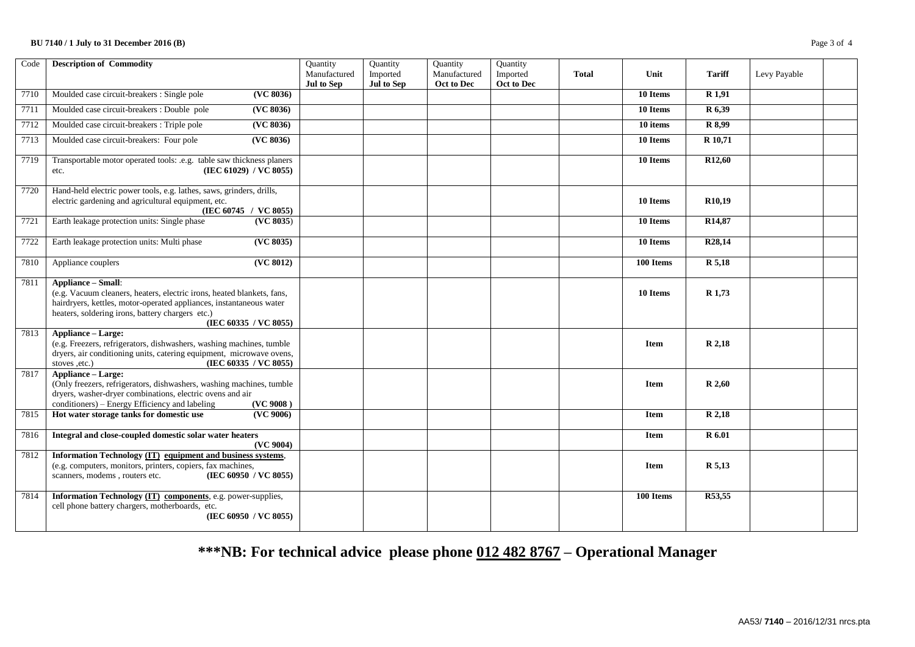| Code | Description of Commodity | Quantity Manufactured **Jul to Sep** | Quantity Imported **Jul to Sep** | Quantity Manufactured **Oct to Dec** | Quantity Imported **Oct to Dec** | **Total** | **Unit** | **Tariff** | Levy Payable | |
|---|---|---|---|---|---|---|---|---|---|---|
| 7710 | Moulded case circuit-breakers : Single pole **(VC 8036)** | | | | | | **10 Items** | **R 1,91** | | |
| 7711 | Moulded case circuit-breakers : Double pole **(VC 8036)** | | | | | | **10 Items** | **R 6,39** | | |
| 7712 | Moulded case circuit-breakers : Triple pole **(VC 8036)** | | | | | | **10 items** | **R 8,99** | | |
| 7713 | Moulded case circuit-breakers: Four pole **(VC 8036)** | | | | | | **10 Items** | **R 10,71** | | |
| 7719 | Transportable motor operated tools: .e.g. table saw thickness planers etc. **(IEC 61029) / VC 8055)** | | | | | | **10 Items** | **R12,60** | | |
| 7720 | Hand-held electric power tools, e.g. lathes, saws, grinders, drills, electric gardening and agricultural equipment, etc. **(IEC 60745 / VC 8055)** | | | | | | **10 Items** | **R10,19** | | |
| 7721 | Earth leakage protection units: Single phase **(VC 8035)** | | | | | | **10 Items** | **R14,87** | | |
| 7722 | Earth leakage protection units: Multi phase **(VC 8035)** | | | | | | **10 Items** | **R28,14** | | |
| 7810 | Appliance couplers **(VC 8012)** | | | | | | **100 Items** | **R 5,18** | | |
| 7811 | **Appliance – Small**: (e.g. Vacuum cleaners, heaters, electric irons, heated blankets, fans, hairdryers, kettles, motor-operated appliances, instantaneous water heaters, soldering irons, battery chargers etc.) **(IEC 60335 / VC 8055)** | | | | | | **10 Items** | **R 1,73** | | |
| 7813 | **Appliance – Large:** (e.g. Freezers, refrigerators, dishwashers, washing machines, tumble dryers, air conditioning units, catering equipment, microwave ovens, stoves ,etc.) **(IEC 60335 / VC 8055)** | | | | | | **Item** | **R 2,18** | | |
| 7817 | **Appliance – Large:** (Only freezers, refrigerators, dishwashers, washing machines, tumble dryers, washer-dryer combinations, electric ovens and air conditioners) – Energy Efficiency and labeling **(VC 9008 )** | | | | | | **Item** | **R 2,60** | | |
| 7815 | **Hot water storage tanks for domestic use (VC 9006)** | | | | | | **Item** | **R 2,18** | | |
| 7816 | **Integral and close-coupled domestic solar water heaters (VC 9004)** | | | | | | **Item** | **R 6.01** | | |
| 7812 | **Information Technology (IT) equipment and business systems**, (e.g. computers, monitors, printers, copiers, fax machines, scanners, modems , routers etc. **(IEC 60950 / VC 8055)** | | | | | | **Item** | **R 5,13** | | |
| 7814 | **Information Technology (IT) components**, e.g. power-supplies, cell phone battery chargers, motherboards, etc. **(IEC 60950 / VC 8055)** | | | | | | **100 Items** | **R53,55** | | |

## ***NB: For technical advice please phone 012 482 8767 – Operational Manager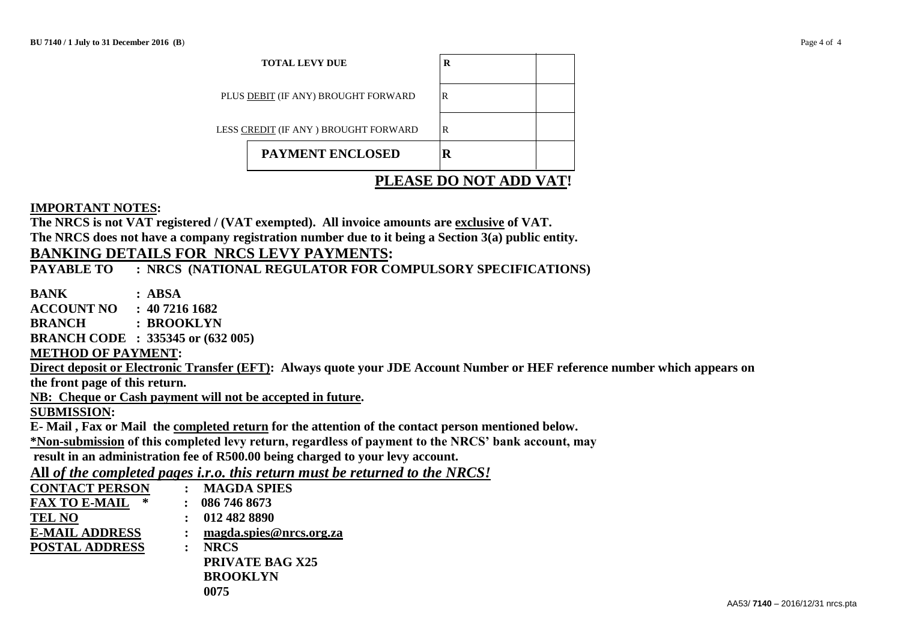| | | |
|---|---|---|
| **TOTAL LEVY DUE** | **R** | |
| PLUS DEBIT (IF ANY) BROUGHT FORWARD | R | |
| LESS CREDIT (IF ANY ) BROUGHT FORWARD | R | |
| **PAYMENT ENCLOSED** | **R** | |

**PLEASE DO NOT ADD VAT!**

**IMPORTANT NOTES:**

**The NRCS is not VAT registered / (VAT exempted). All invoice amounts are exclusive of VAT.**
**The NRCS does not have a company registration number due to it being a Section 3(a) public entity.**

## BANKING DETAILS FOR NRCS LEVY PAYMENTS:

**PAYABLE TO : NRCS (NATIONAL REGULATOR FOR COMPULSORY SPECIFICATIONS)**

**BANK : ABSA**
**ACCOUNT NO : 40 7216 1682**
**BRANCH : BROOKLYN**
**BRANCH CODE : 335345 or (632 005)**

**METHOD OF PAYMENT:**

**Direct deposit or Electronic Transfer (EFT): Always quote your JDE Account Number or HEF reference number which appears on the front page of this return.**

**NB: Cheque or Cash payment will not be accepted in future.**

**SUBMISSION:**

**E- Mail , Fax or Mail the completed return for the attention of the contact person mentioned below.**
**\*Non-submission of this completed levy return, regardless of payment to the NRCS' bank account, may result in an administration fee of R500.00 being charged to your levy account.**

***All of the completed pages i.r.o. this return must be returned to the NRCS!***

**CONTACT PERSON : MAGDA SPIES**
**FAX TO E-MAIL \* : 086 746 8673**
**TEL NO : 012 482 8890**
**E-MAIL ADDRESS : magda.spies@nrcs.org.za**
**POSTAL ADDRESS : NRCS**
**PRIVATE BAG X25**
**BROOKLYN**
**0075**

AA53/ **7140** – 2016/12/31 nrcs.pta